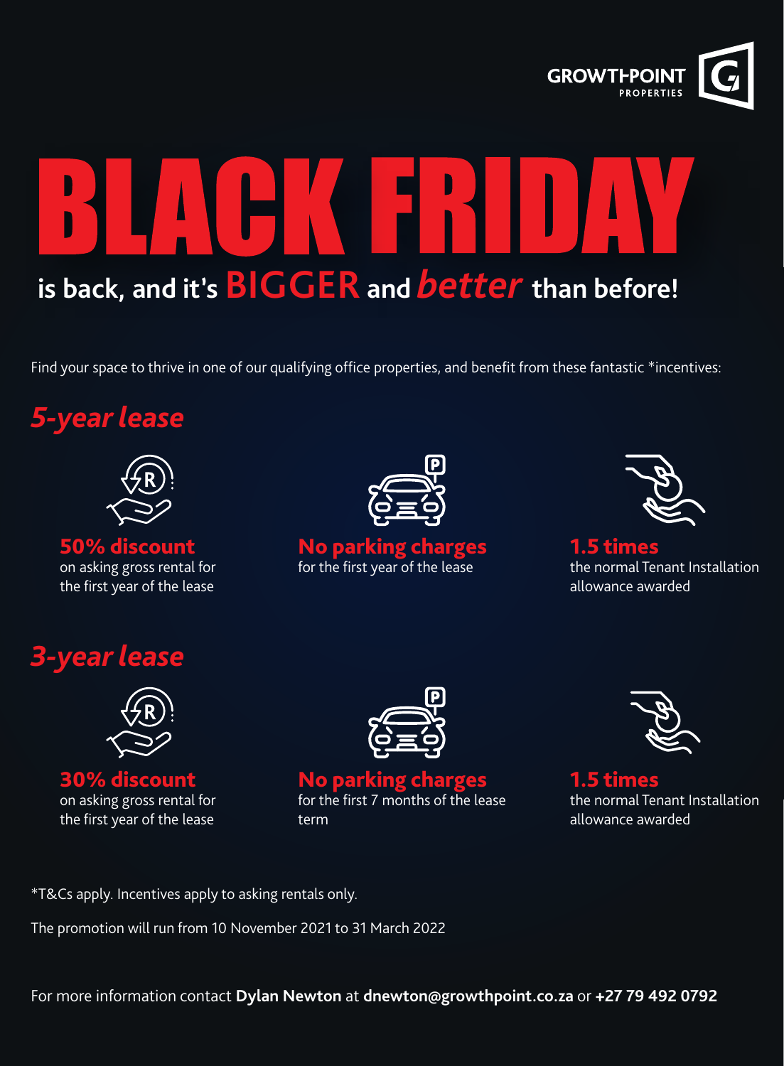GROWTHPOINT PROPERTIES

# BLACK FRIDAY

## is back, and it's BIGGER and *better* than before!

Find your space to thrive in one of our qualifying office properties, and benefit from these fantastic *incentives:

## *5-year lease*

**50% discount**
on asking gross rental for the first year of the lease

**No parking charges**
for the first year of the lease

**1.5 times**
the normal Tenant Installation allowance awarded

## *3-year lease*

**30% discount**
on asking gross rental for the first year of the lease

**No parking charges**
for the first 7 months of the lease term

**1.5 times**
the normal Tenant Installation allowance awarded

*T&Cs apply. Incentives apply to asking rentals only.

The promotion will run from 10 November 2021 to 31 March 2022

For more information contact **Dylan Newton** at **dnewton@growthpoint.co.za** or **+27 79 492 0792**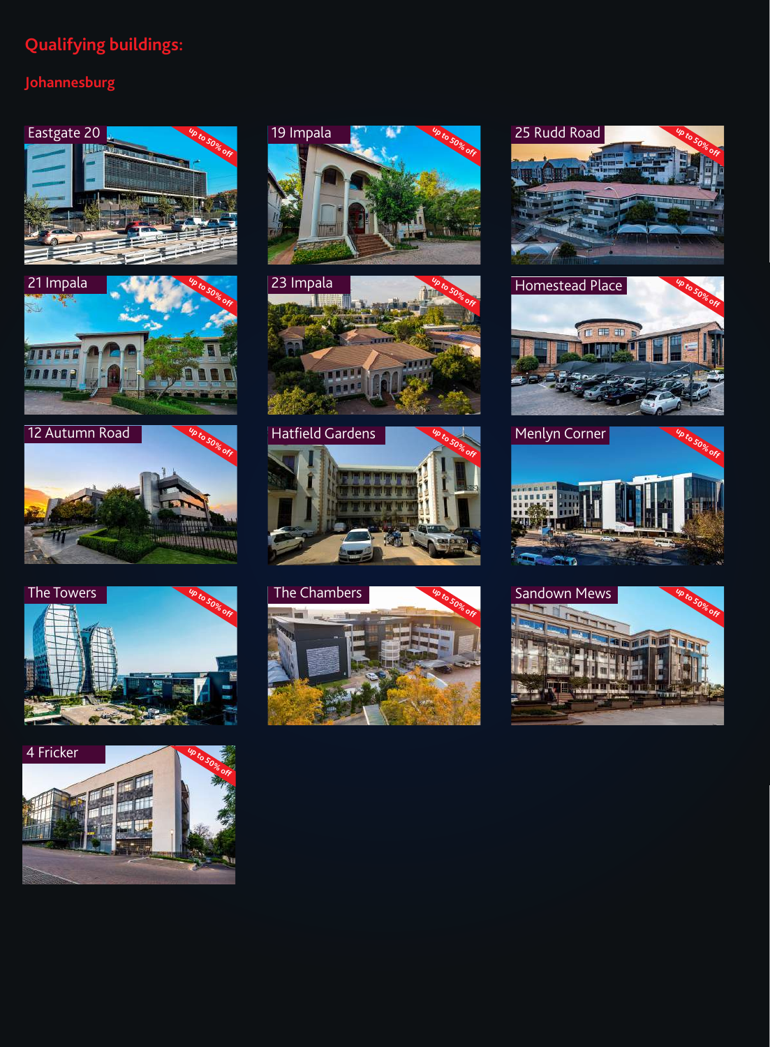## Qualifying buildings:

### Johannesburg

- Eastgate 20 — up to 50% off
- 19 Impala — up to 50% off
- 25 Rudd Road — up to 50% off
- 21 Impala — up to 50% off
- 23 Impala — up to 50% off
- Homestead Place — up to 50% off
- 12 Autumn Road — up to 50% off
- Hatfield Gardens — up to 50% off
- Menlyn Corner — up to 50% off
- The Towers — up to 50% off
- The Chambers — up to 50% off
- Sandown Mews — up to 50% off
- 4 Fricker — up to 50% off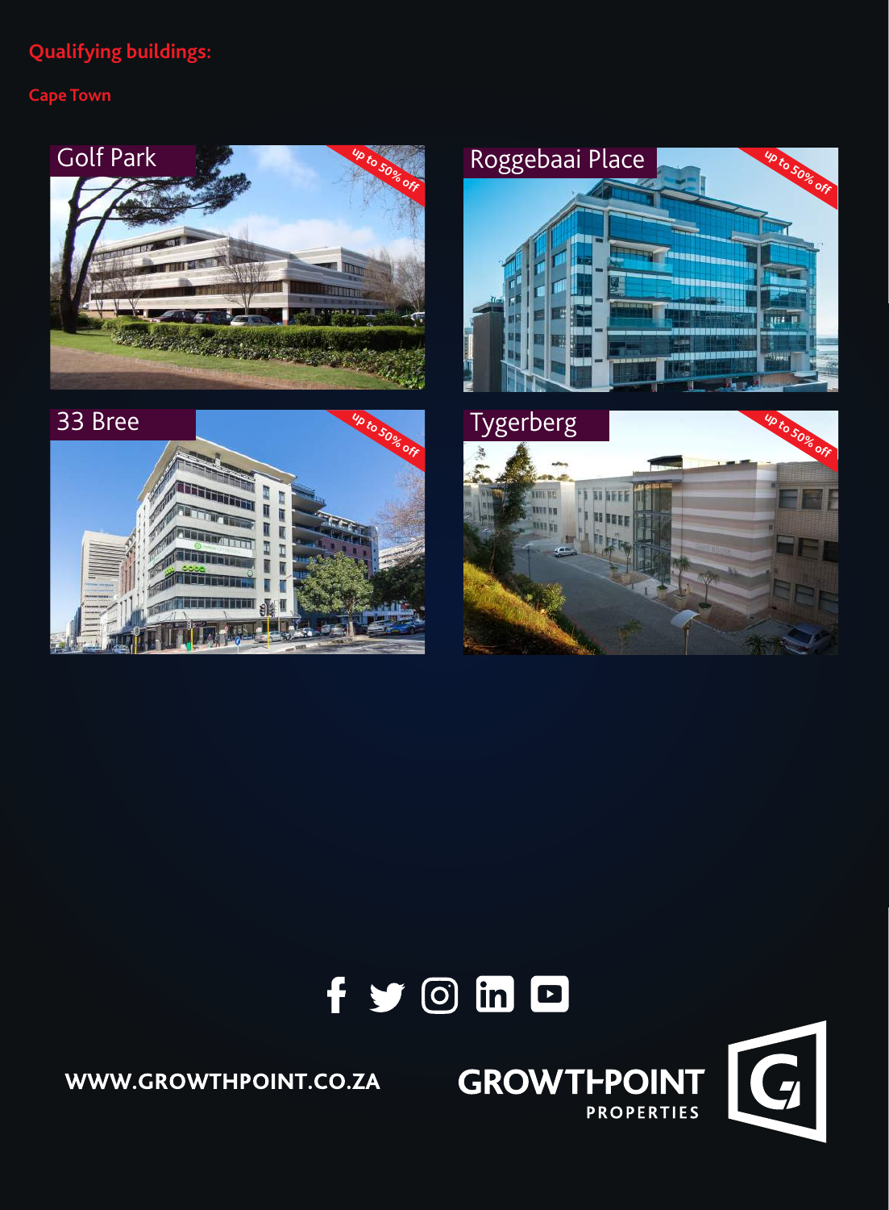## Qualifying buildings:

### Cape Town

Golf Park

up to 50% off

Roggebaai Place

up to 50% off

33 Bree

up to 50% off

Tygerberg

up to 50% off

WWW.GROWTHPOINT.CO.ZA

GROWTHPOINT PROPERTIES